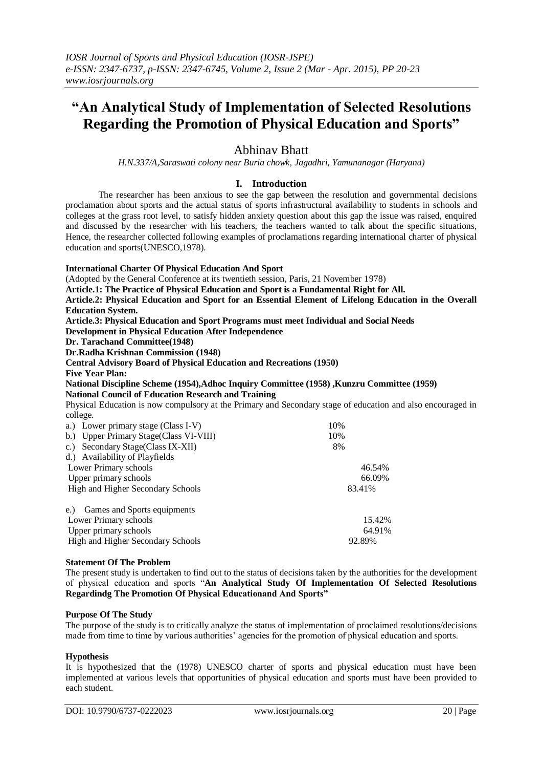# "An Analytical Study of Implementation of Selected Resolutions Regarding the Promotion of Physical Education and Sports"

Abhinav Bhatt

*H.N.337/A,Saraswati colony near Buria chowk, Jagadhri, Yamunanagar (Haryana)*

## I. Introduction

The researcher has been anxious to see the gap between the resolution and governmental decisions proclamation about sports and the actual status of sports infrastructural availability to students in schools and colleges at the grass root level, to satisfy hidden anxiety question about this gap the issue was raised, enquired and discussed by the researcher with his teachers, the teachers wanted to talk about the specific situations, Hence, the researcher collected following examples of proclamations regarding international charter of physical education and sports(UNESCO,1978).

**International Charter Of Physical Education And Sport**

(Adopted by the General Conference at its twentieth session, Paris, 21 November 1978)

**Article.1: The Practice of Physical Education and Sport is a Fundamental Right for All.**

**Article.2: Physical Education and Sport for an Essential Element of Lifelong Education in the Overall Education System.**

**Article.3: Physical Education and Sport Programs must meet Individual and Social Needs**

**Development in Physical Education After Independence**

**Dr. Tarachand Committee(1948)**

**Dr.Radha Krishnan Commission (1948)**

**Central Advisory Board of Physical Education and Recreations (1950)**

**Five Year Plan:**

**National Discipline Scheme (1954),Adhoc Inquiry Committee (1958) ,Kunzru Committee (1959)**

**National Council of Education Research and Training**

Physical Education is now compulsory at the Primary and Secondary stage of education and also encouraged in college.

| | |
|---|---|
| a.) Lower primary stage (Class I-V) | 10% |
| b.) Upper Primary Stage(Class VI-VIII) | 10% |
| c.) Secondary Stage(Class IX-XII) | 8% |
| d.) Availability of Playfields | |
| Lower Primary schools | 46.54% |
| Upper primary schools | 66.09% |
| High and Higher Secondary Schools | 83.41% |
| e.) Games and Sports equipments | |
| Lower Primary schools | 15.42% |
| Upper primary schools | 64.91% |
| High and Higher Secondary Schools | 92.89% |

### Statement Of The Problem

The present study is undertaken to find out to the status of decisions taken by the authorities for the development of physical education and sports "**An Analytical Study Of Implementation Of Selected Resolutions Regardindg The Promotion Of Physical Educationand And Sports"**

### Purpose Of The Study

The purpose of the study is to critically analyze the status of implementation of proclaimed resolutions/decisions made from time to time by various authorities' agencies for the promotion of physical education and sports.

### Hypothesis

It is hypothesized that the (1978) UNESCO charter of sports and physical education must have been implemented at various levels that opportunities of physical education and sports must have been provided to each student.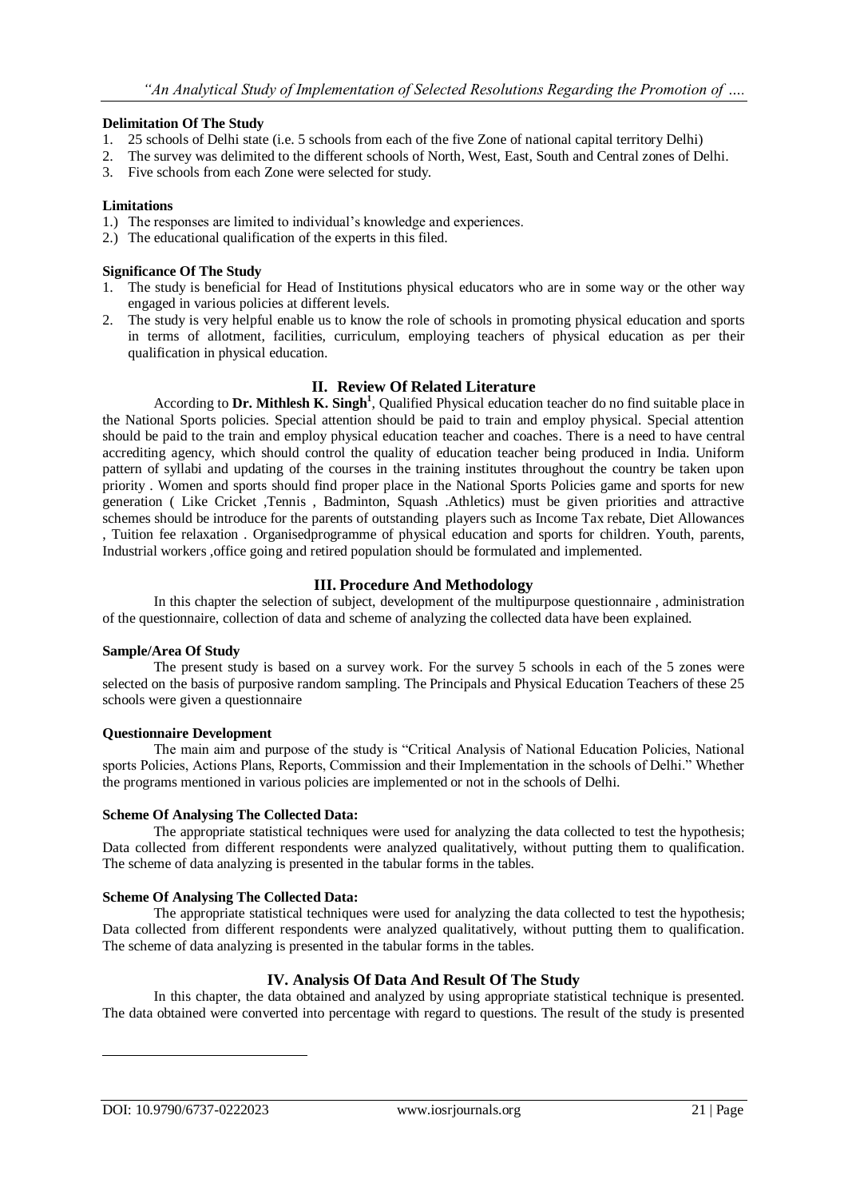**Delimitation Of The Study**

1. 25 schools of Delhi state (i.e. 5 schools from each of the five Zone of national capital territory Delhi)
2. The survey was delimited to the different schools of North, West, East, South and Central zones of Delhi.
3. Five schools from each Zone were selected for study.

**Limitations**

1.) The responses are limited to individual's knowledge and experiences.
2.) The educational qualification of the experts in this filed.

**Significance Of The Study**

1. The study is beneficial for Head of Institutions physical educators who are in some way or the other way engaged in various policies at different levels.
2. The study is very helpful enable us to know the role of schools in promoting physical education and sports in terms of allotment, facilities, curriculum, employing teachers of physical education as per their qualification in physical education.

## II. Review Of Related Literature

According to **Dr. Mithlesh K. Singh**[1], Qualified Physical education teacher do no find suitable place in the National Sports policies. Special attention should be paid to train and employ physical. Special attention should be paid to the train and employ physical education teacher and coaches. There is a need to have central accrediting agency, which should control the quality of education teacher being produced in India. Uniform pattern of syllabi and updating of the courses in the training institutes throughout the country be taken upon priority . Women and sports should find proper place in the National Sports Policies game and sports for new generation ( Like Cricket ,Tennis , Badminton, Squash .Athletics) must be given priorities and attractive schemes should be introduce for the parents of outstanding players such as Income Tax rebate, Diet Allowances , Tuition fee relaxation . Organisedprogramme of physical education and sports for children. Youth, parents, Industrial workers ,office going and retired population should be formulated and implemented.

## III. Procedure And Methodology

In this chapter the selection of subject, development of the multipurpose questionnaire , administration of the questionnaire, collection of data and scheme of analyzing the collected data have been explained.

**Sample/Area Of Study**

The present study is based on a survey work. For the survey 5 schools in each of the 5 zones were selected on the basis of purposive random sampling. The Principals and Physical Education Teachers of these 25 schools were given a questionnaire

**Questionnaire Development**

The main aim and purpose of the study is "Critical Analysis of National Education Policies, National sports Policies, Actions Plans, Reports, Commission and their Implementation in the schools of Delhi." Whether the programs mentioned in various policies are implemented or not in the schools of Delhi.

**Scheme Of Analysing The Collected Data:**

The appropriate statistical techniques were used for analyzing the data collected to test the hypothesis; Data collected from different respondents were analyzed qualitatively, without putting them to qualification. The scheme of data analyzing is presented in the tabular forms in the tables.

**Scheme Of Analysing The Collected Data:**

The appropriate statistical techniques were used for analyzing the data collected to test the hypothesis; Data collected from different respondents were analyzed qualitatively, without putting them to qualification. The scheme of data analyzing is presented in the tabular forms in the tables.

## IV. Analysis Of Data And Result Of The Study

In this chapter, the data obtained and analyzed by using appropriate statistical technique is presented. The data obtained were converted into percentage with regard to questions. The result of the study is presented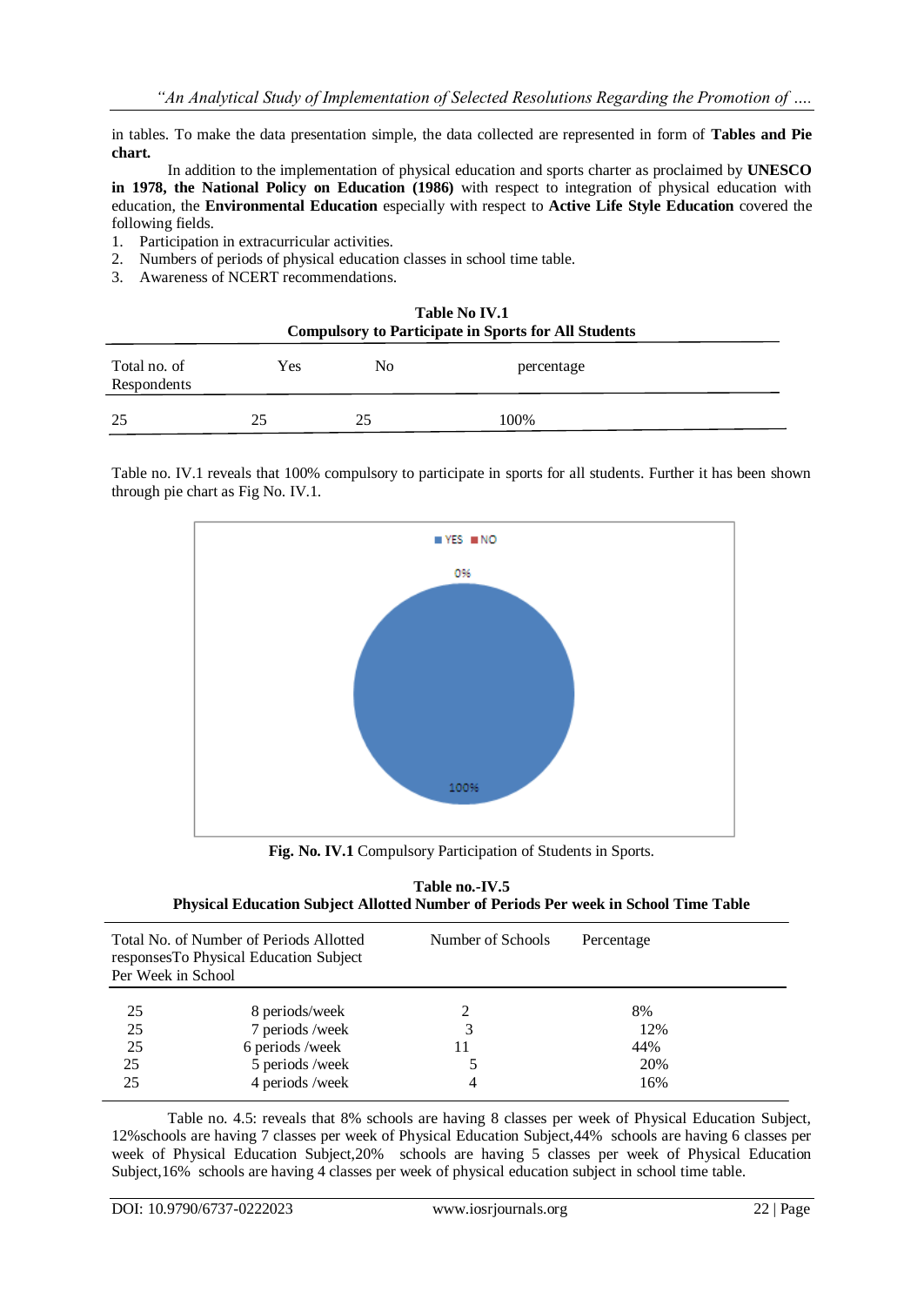in tables. To make the data presentation simple, the data collected are represented in form of **Tables and Pie chart.**

In addition to the implementation of physical education and sports charter as proclaimed by **UNESCO in 1978, the National Policy on Education (1986)** with respect to integration of physical education with education, the **Environmental Education** especially with respect to **Active Life Style Education** covered the following fields.

1. Participation in extracurricular activities.
2. Numbers of periods of physical education classes in school time table.
3. Awareness of NCERT recommendations.

**Table No IV.1**
**Compulsory to Participate in Sports for All Students**

| Total no. of Respondents | Yes | No | percentage |
|---|---|---|---|
| 25 | 25 | 25 | 100% |

Table no. IV.1 reveals that 100% compulsory to participate in sports for all students. Further it has been shown through pie chart as Fig No. IV.1.

**Fig. No. IV.1** Compulsory Participation of Students in Sports.

**Table no.-IV.5**
**Physical Education Subject Allotted Number of Periods Per week in School Time Table**

| Total No. of responses | Number of Periods Allotted To Physical Education Subject Per Week in School | Number of Schools | Percentage |
|---|---|---|---|
| 25 | 8 periods/week | 2 | 8% |
| 25 | 7 periods /week | 3 | 12% |
| 25 | 6 periods /week | 11 | 44% |
| 25 | 5 periods /week | 5 | 20% |
| 25 | 4 periods /week | 4 | 16% |

Table no. 4.5: reveals that 8% schools are having 8 classes per week of Physical Education Subject, 12%schools are having 7 classes per week of Physical Education Subject,44% schools are having 6 classes per week of Physical Education Subject,20% schools are having 5 classes per week of Physical Education Subject,16% schools are having 4 classes per week of physical education subject in school time table.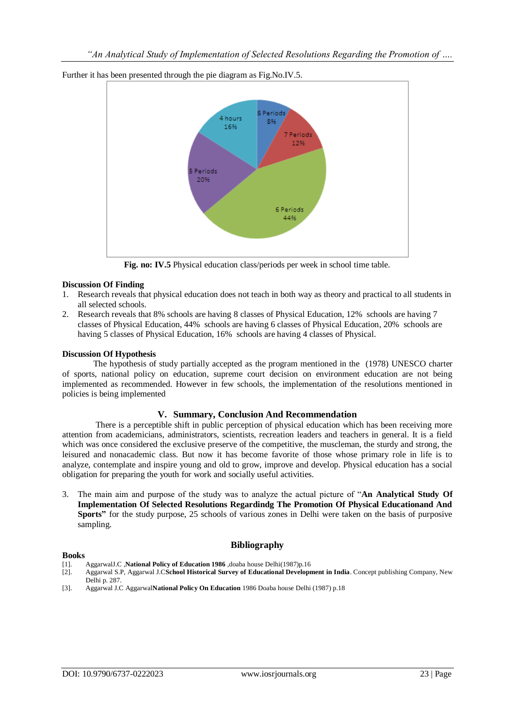Further it has been presented through the pie diagram as Fig.No.IV.5.

8 Periods
8%

7 Periods
12%

6 Periods
44%

5 Periods
20%

4 hours
16%

**Fig. no: IV.5** Physical education class/periods per week in school time table.

**Discussion Of Finding**

1. Research reveals that physical education does not teach in both way as theory and practical to all students in all selected schools.
2. Research reveals that 8% schools are having 8 classes of Physical Education, 12% schools are having 7 classes of Physical Education, 44% schools are having 6 classes of Physical Education, 20% schools are having 5 classes of Physical Education, 16% schools are having 4 classes of Physical.

**Discussion Of Hypothesis**

The hypothesis of study partially accepted as the program mentioned in the (1978) UNESCO charter of sports, national policy on education, supreme court decision on environment education are not being implemented as recommended. However in few schools, the implementation of the resolutions mentioned in policies is being implemented

## V. Summary, Conclusion And Recommendation

There is a perceptible shift in public perception of physical education which has been receiving more attention from academicians, administrators, scientists, recreation leaders and teachers in general. It is a field which was once considered the exclusive preserve of the competitive, the muscleman, the sturdy and strong, the leisured and nonacademic class. But now it has become favorite of those whose primary role in life is to analyze, contemplate and inspire young and old to grow, improve and develop. Physical education has a social obligation for preparing the youth for work and socially useful activities.

3. The main aim and purpose of the study was to analyze the actual picture of "**An Analytical Study Of Implementation Of Selected Resolutions Regardindg The Promotion Of Physical Educationand And Sports"** for the study purpose, 25 schools of various zones in Delhi were taken on the basis of purposive sampling.

## Bibliography

**Books**

[1]. AggarwalJ.C ,**National Policy of Education 1986** ,doaba house Delhi(1987)p.16

[2]. Aggarwal S.P, Aggarwal J.C**School Historical Survey of Educational Development in India**. Concept publishing Company, New Delhi p. 287.

[3]. Aggarwal J.C Aggarwal**National Policy On Education** 1986 Doaba house Delhi (1987) p.18